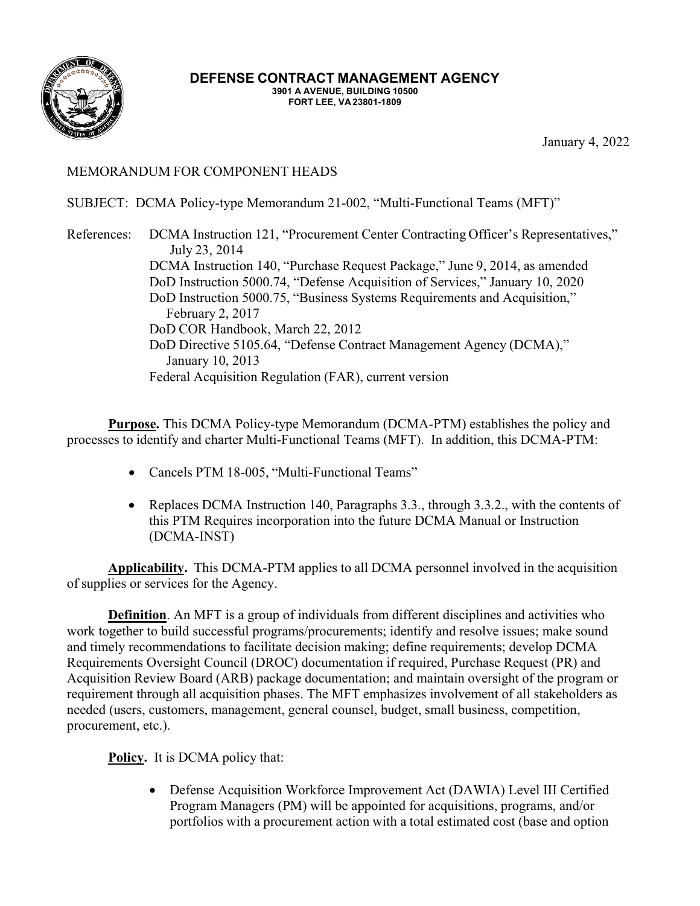**DEFENSE CONTRACT MANAGEMENT AGENCY**
**3901 A AVENUE, BUILDING 10500**
**FORT LEE, VA 23801-1809**

January 4, 2022

MEMORANDUM FOR COMPONENT HEADS

SUBJECT: DCMA Policy-type Memorandum 21-002, "Multi-Functional Teams (MFT)"

References: DCMA Instruction 121, "Procurement Center Contracting Officer's Representatives," July 23, 2014
DCMA Instruction 140, "Purchase Request Package," June 9, 2014, as amended
DoD Instruction 5000.74, "Defense Acquisition of Services," January 10, 2020
DoD Instruction 5000.75, "Business Systems Requirements and Acquisition," February 2, 2017
DoD COR Handbook, March 22, 2012
DoD Directive 5105.64, "Defense Contract Management Agency (DCMA)," January 10, 2013
Federal Acquisition Regulation (FAR), current version

**Purpose.** This DCMA Policy-type Memorandum (DCMA-PTM) establishes the policy and processes to identify and charter Multi-Functional Teams (MFT). In addition, this DCMA-PTM:

- Cancels PTM 18-005, "Multi-Functional Teams"
- Replaces DCMA Instruction 140, Paragraphs 3.3., through 3.3.2., with the contents of this PTM Requires incorporation into the future DCMA Manual or Instruction (DCMA-INST)

**Applicability.** This DCMA-PTM applies to all DCMA personnel involved in the acquisition of supplies or services for the Agency.

**Definition**. An MFT is a group of individuals from different disciplines and activities who work together to build successful programs/procurements; identify and resolve issues; make sound and timely recommendations to facilitate decision making; define requirements; develop DCMA Requirements Oversight Council (DROC) documentation if required, Purchase Request (PR) and Acquisition Review Board (ARB) package documentation; and maintain oversight of the program or requirement through all acquisition phases. The MFT emphasizes involvement of all stakeholders as needed (users, customers, management, general counsel, budget, small business, competition, procurement, etc.).

**Policy.** It is DCMA policy that:

- Defense Acquisition Workforce Improvement Act (DAWIA) Level III Certified Program Managers (PM) will be appointed for acquisitions, programs, and/or portfolios with a procurement action with a total estimated cost (base and option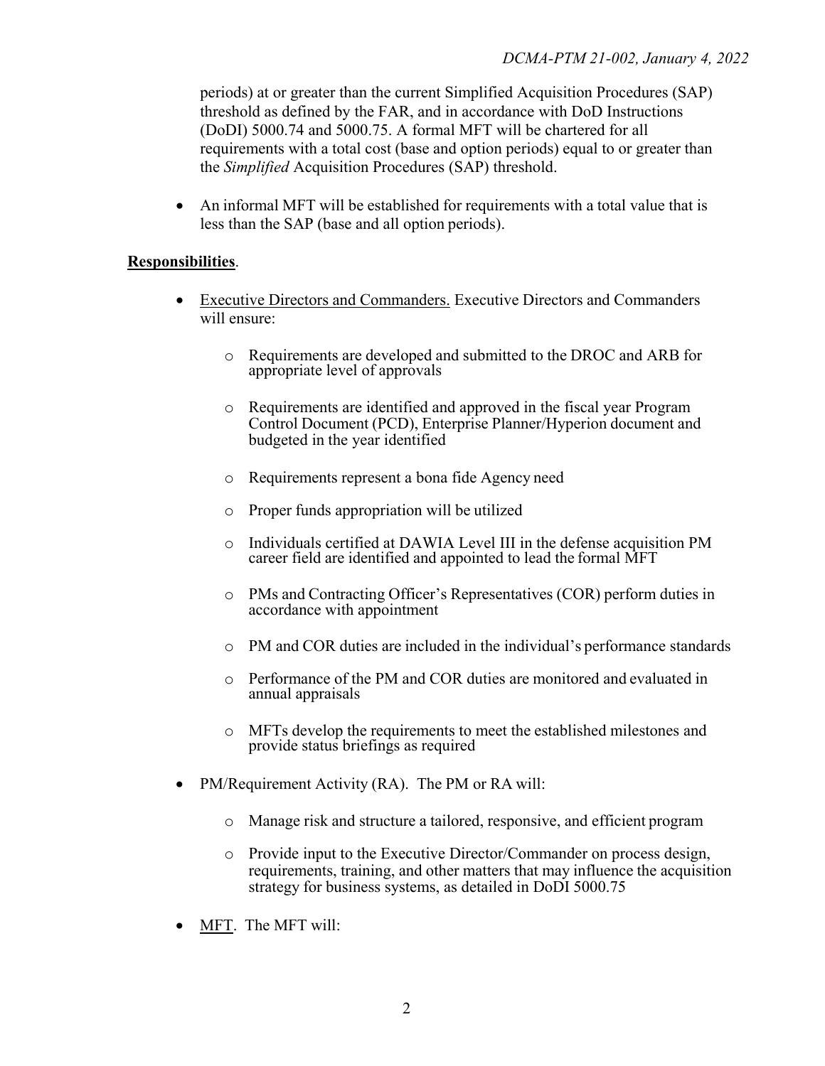periods) at or greater than the current Simplified Acquisition Procedures (SAP) threshold as defined by the FAR, and in accordance with DoD Instructions (DoDI) 5000.74 and 5000.75. A formal MFT will be chartered for all requirements with a total cost (base and option periods) equal to or greater than the *Simplified* Acquisition Procedures (SAP) threshold.

- An informal MFT will be established for requirements with a total value that is less than the SAP (base and all option periods).

**Responsibilities**.

- Executive Directors and Commanders. Executive Directors and Commanders will ensure:
  - Requirements are developed and submitted to the DROC and ARB for appropriate level of approvals
  - Requirements are identified and approved in the fiscal year Program Control Document (PCD), Enterprise Planner/Hyperion document and budgeted in the year identified
  - Requirements represent a bona fide Agency need
  - Proper funds appropriation will be utilized
  - Individuals certified at DAWIA Level III in the defense acquisition PM career field are identified and appointed to lead the formal MFT
  - PMs and Contracting Officer's Representatives (COR) perform duties in accordance with appointment
  - PM and COR duties are included in the individual's performance standards
  - Performance of the PM and COR duties are monitored and evaluated in annual appraisals
  - MFTs develop the requirements to meet the established milestones and provide status briefings as required
- PM/Requirement Activity (RA). The PM or RA will:
  - Manage risk and structure a tailored, responsive, and efficient program
  - Provide input to the Executive Director/Commander on process design, requirements, training, and other matters that may influence the acquisition strategy for business systems, as detailed in DoDI 5000.75
- MFT. The MFT will: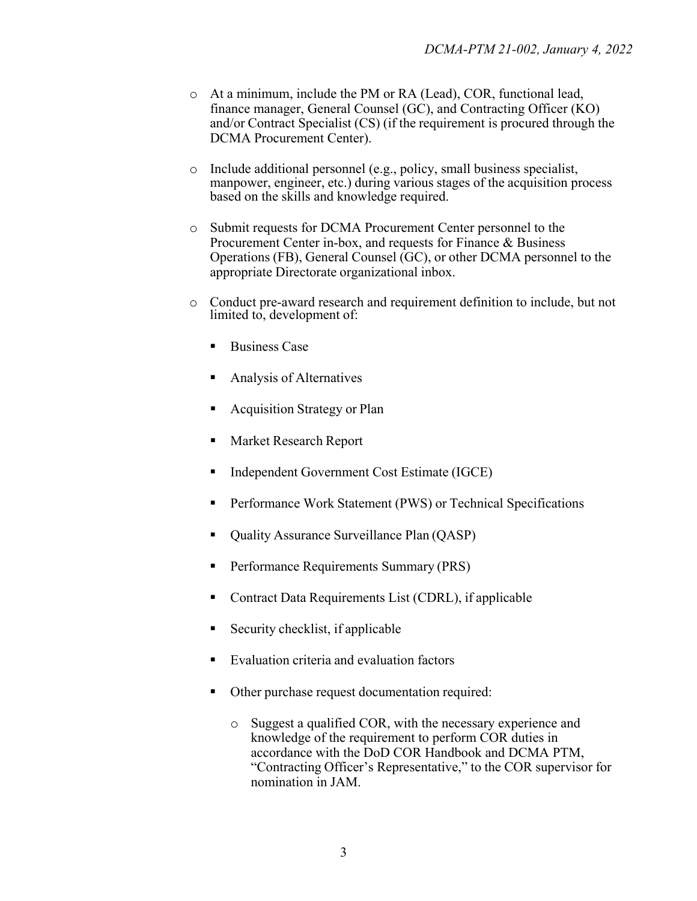- At a minimum, include the PM or RA (Lead), COR, functional lead, finance manager, General Counsel (GC), and Contracting Officer (KO) and/or Contract Specialist (CS) (if the requirement is procured through the DCMA Procurement Center).

- Include additional personnel (e.g., policy, small business specialist, manpower, engineer, etc.) during various stages of the acquisition process based on the skills and knowledge required.

- Submit requests for DCMA Procurement Center personnel to the Procurement Center in-box, and requests for Finance & Business Operations (FB), General Counsel (GC), or other DCMA personnel to the appropriate Directorate organizational inbox.

- Conduct pre-award research and requirement definition to include, but not limited to, development of:

  - Business Case
  - Analysis of Alternatives
  - Acquisition Strategy or Plan
  - Market Research Report
  - Independent Government Cost Estimate (IGCE)
  - Performance Work Statement (PWS) or Technical Specifications
  - Quality Assurance Surveillance Plan (QASP)
  - Performance Requirements Summary (PRS)
  - Contract Data Requirements List (CDRL), if applicable
  - Security checklist, if applicable
  - Evaluation criteria and evaluation factors
  - Other purchase request documentation required:
    - Suggest a qualified COR, with the necessary experience and knowledge of the requirement to perform COR duties in accordance with the DoD COR Handbook and DCMA PTM, "Contracting Officer's Representative," to the COR supervisor for nomination in JAM.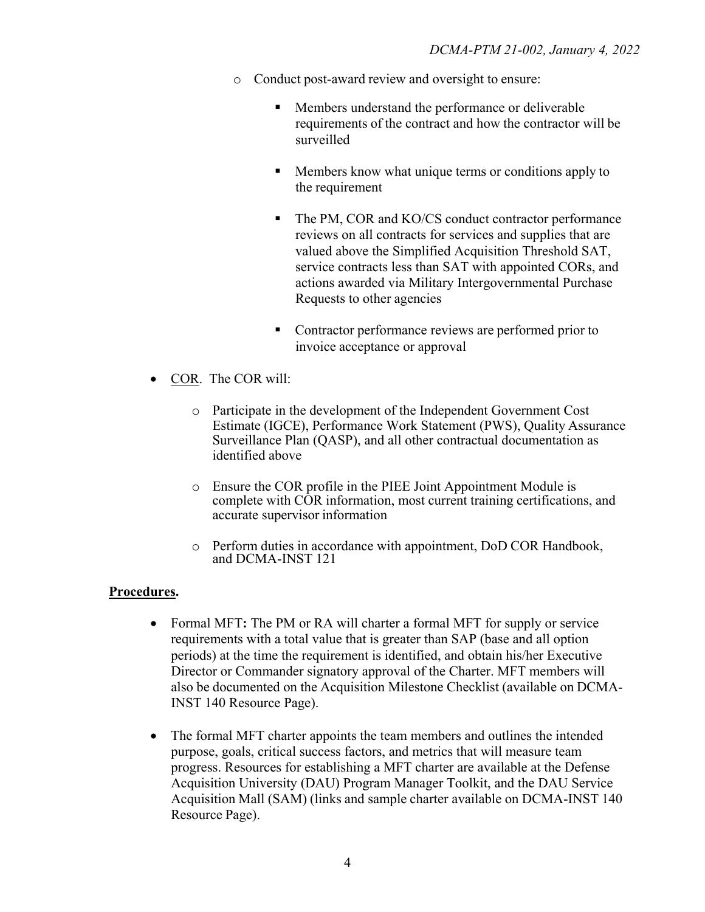- Conduct post-award review and oversight to ensure:
  - Members understand the performance or deliverable requirements of the contract and how the contractor will be surveilled
  - Members know what unique terms or conditions apply to the requirement
  - The PM, COR and KO/CS conduct contractor performance reviews on all contracts for services and supplies that are valued above the Simplified Acquisition Threshold SAT, service contracts less than SAT with appointed CORs, and actions awarded via Military Intergovernmental Purchase Requests to other agencies
  - Contractor performance reviews are performed prior to invoice acceptance or approval

- <u>COR</u>. The COR will:
  - Participate in the development of the Independent Government Cost Estimate (IGCE), Performance Work Statement (PWS), Quality Assurance Surveillance Plan (QASP), and all other contractual documentation as identified above
  - Ensure the COR profile in the PIEE Joint Appointment Module is complete with COR information, most current training certifications, and accurate supervisor information
  - Perform duties in accordance with appointment, DoD COR Handbook, and DCMA-INST 121

**<u>Procedures</u>.**

- Formal MFT**:** The PM or RA will charter a formal MFT for supply or service requirements with a total value that is greater than SAP (base and all option periods) at the time the requirement is identified, and obtain his/her Executive Director or Commander signatory approval of the Charter. MFT members will also be documented on the Acquisition Milestone Checklist (available on DCMA-INST 140 Resource Page).

- The formal MFT charter appoints the team members and outlines the intended purpose, goals, critical success factors, and metrics that will measure team progress. Resources for establishing a MFT charter are available at the Defense Acquisition University (DAU) Program Manager Toolkit, and the DAU Service Acquisition Mall (SAM) (links and sample charter available on DCMA-INST 140 Resource Page).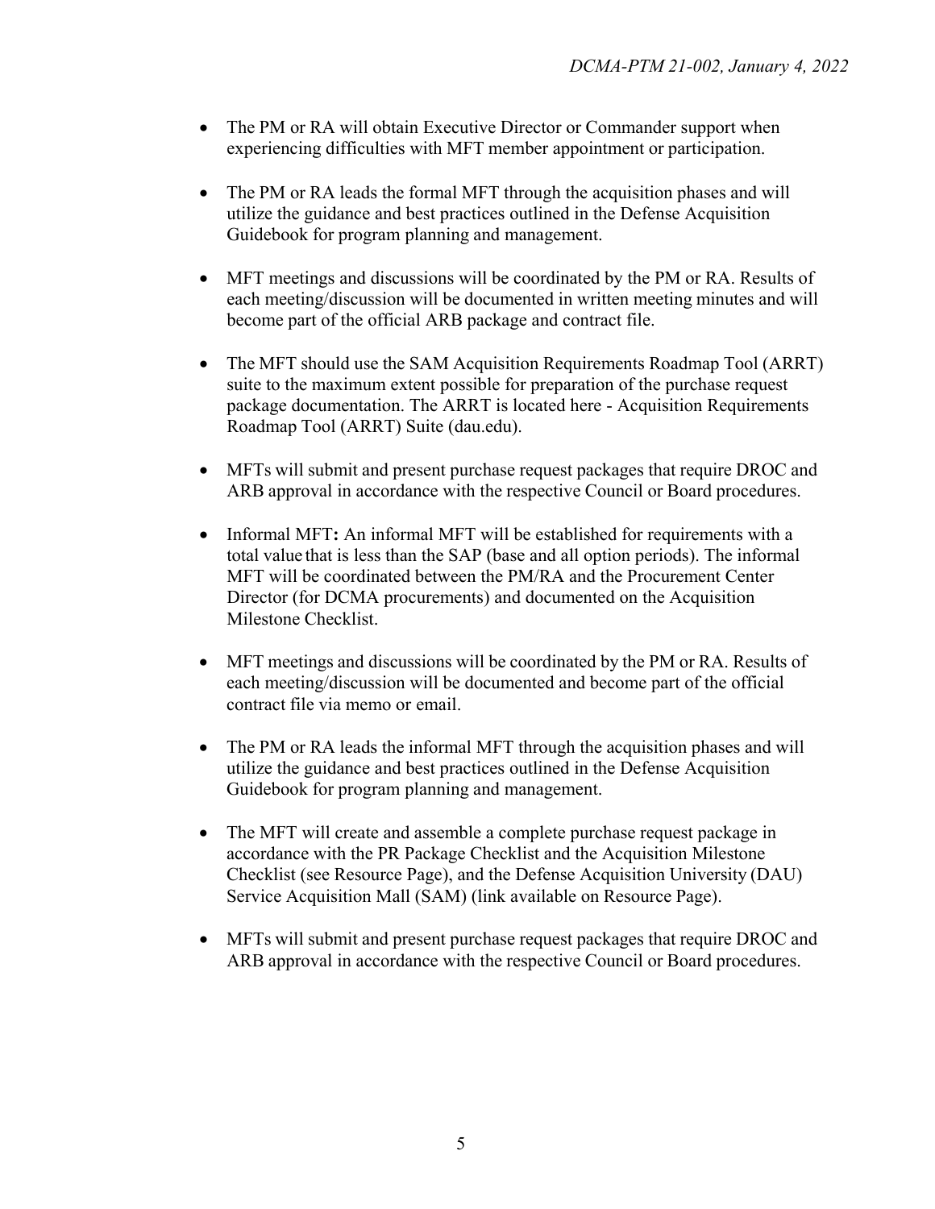- The PM or RA will obtain Executive Director or Commander support when experiencing difficulties with MFT member appointment or participation.

- The PM or RA leads the formal MFT through the acquisition phases and will utilize the guidance and best practices outlined in the Defense Acquisition Guidebook for program planning and management.

- MFT meetings and discussions will be coordinated by the PM or RA. Results of each meeting/discussion will be documented in written meeting minutes and will become part of the official ARB package and contract file.

- The MFT should use the SAM Acquisition Requirements Roadmap Tool (ARRT) suite to the maximum extent possible for preparation of the purchase request package documentation. The ARRT is located here - Acquisition Requirements Roadmap Tool (ARRT) Suite (dau.edu).

- MFTs will submit and present purchase request packages that require DROC and ARB approval in accordance with the respective Council or Board procedures.

- Informal MFT**:** An informal MFT will be established for requirements with a total value that is less than the SAP (base and all option periods). The informal MFT will be coordinated between the PM/RA and the Procurement Center Director (for DCMA procurements) and documented on the Acquisition Milestone Checklist.

- MFT meetings and discussions will be coordinated by the PM or RA. Results of each meeting/discussion will be documented and become part of the official contract file via memo or email.

- The PM or RA leads the informal MFT through the acquisition phases and will utilize the guidance and best practices outlined in the Defense Acquisition Guidebook for program planning and management.

- The MFT will create and assemble a complete purchase request package in accordance with the PR Package Checklist and the Acquisition Milestone Checklist (see Resource Page), and the Defense Acquisition University (DAU) Service Acquisition Mall (SAM) (link available on Resource Page).

- MFTs will submit and present purchase request packages that require DROC and ARB approval in accordance with the respective Council or Board procedures.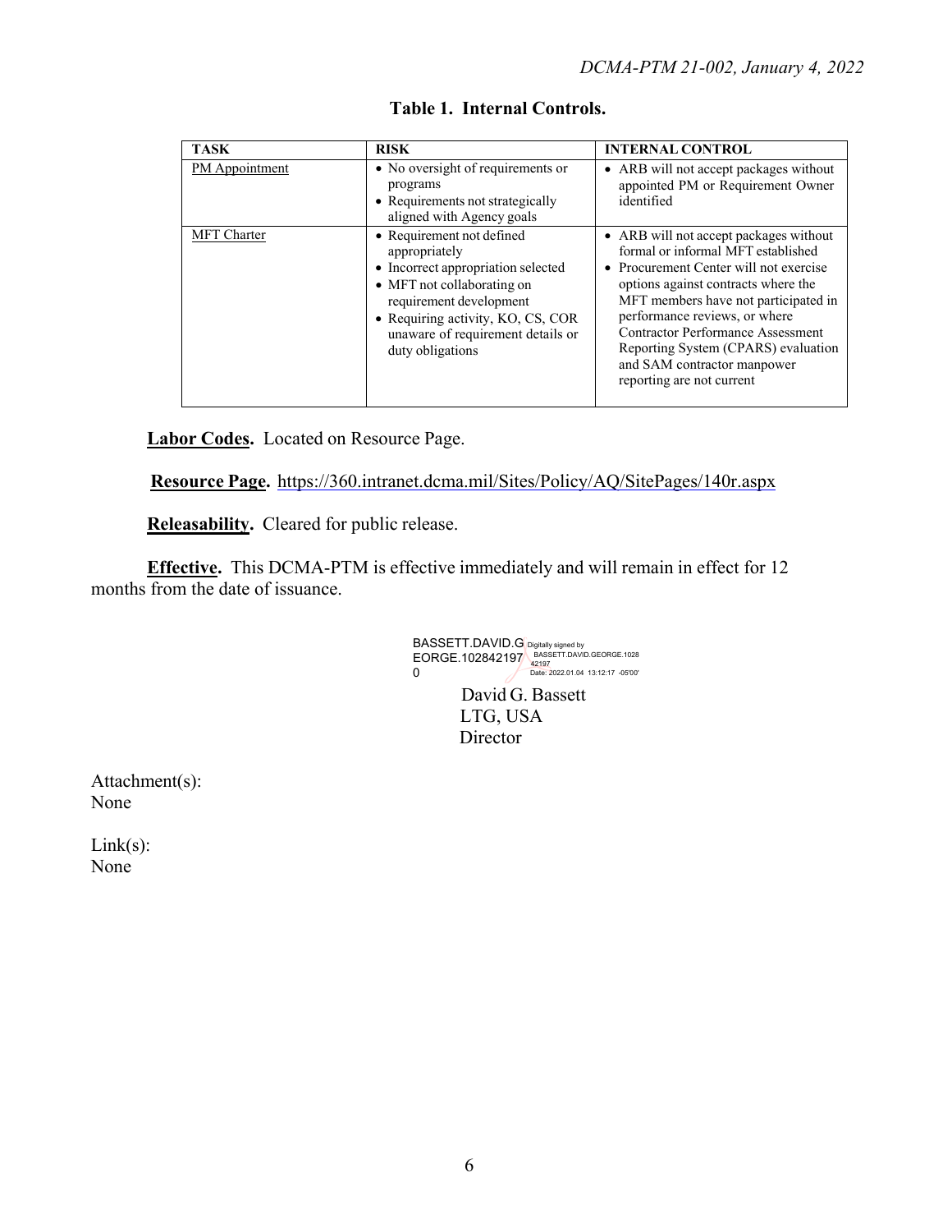**Table 1. Internal Controls.**

| TASK | RISK | INTERNAL CONTROL |
|---|---|---|
| PM Appointment | • No oversight of requirements or programs<br>• Requirements not strategically aligned with Agency goals | • ARB will not accept packages without appointed PM or Requirement Owner identified |
| MFT Charter | • Requirement not defined appropriately<br>• Incorrect appropriation selected<br>• MFT not collaborating on requirement development<br>• Requiring activity, KO, CS, COR unaware of requirement details or duty obligations | • ARB will not accept packages without formal or informal MFT established<br>• Procurement Center will not exercise options against contracts where the MFT members have not participated in performance reviews, or where Contractor Performance Assessment Reporting System (CPARS) evaluation and SAM contractor manpower reporting are not current |

**Labor Codes.** Located on Resource Page.

**Resource Page.** https://360.intranet.dcma.mil/Sites/Policy/AQ/SitePages/140r.aspx

**Releasability.** Cleared for public release.

**Effective.** This DCMA-PTM is effective immediately and will remain in effect for 12 months from the date of issuance.

BASSETT.DAVID.GEORGE.1028421970 Digitally signed by BASSETT.DAVID.GEORGE.1028421970 Date: 2022.01.04 13:12:17 -05'00'

David G. Bassett
LTG, USA
Director

Attachment(s):
None

Link(s):
None